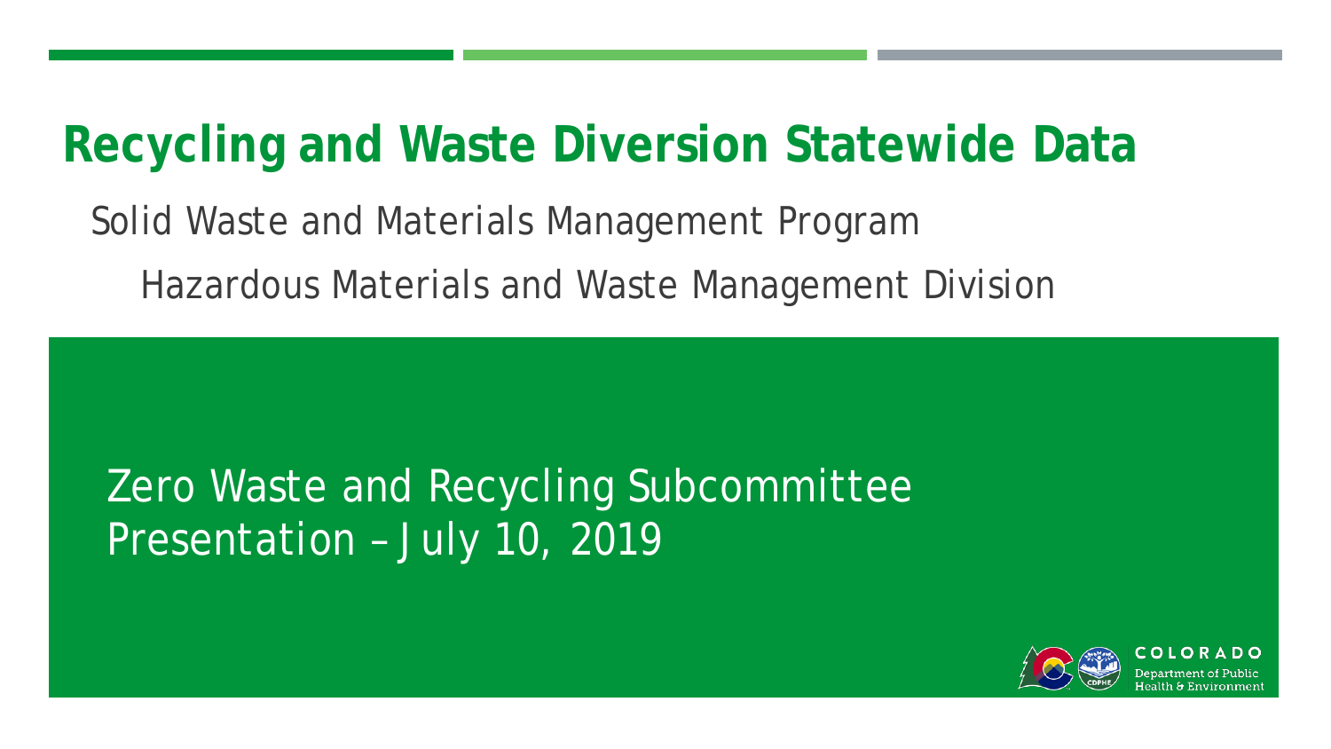# Recycling and Waste Diversion Statewide Data

Solid Waste and Materials Management Program

Hazardous Materials and Waste Management Division

Zero Waste and Recycling Subcommittee Presentation – July 10, 2019

COLORADO

Department of Public Health & Environment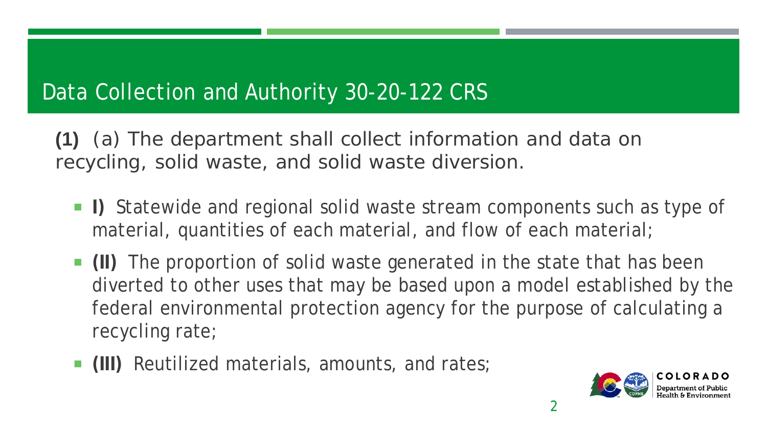# Data Collection and Authority 30-20-122 CRS

**(1)** (a) The department shall collect information and data on recycling, solid waste, and solid waste diversion.

- **I)** Statewide and regional solid waste stream components such as type of material, quantities of each material, and flow of each material;
- **(II)** The proportion of solid waste generated in the state that has been diverted to other uses that may be based upon a model established by the federal environmental protection agency for the purpose of calculating a recycling rate;
- **(III)** Reutilized materials, amounts, and rates;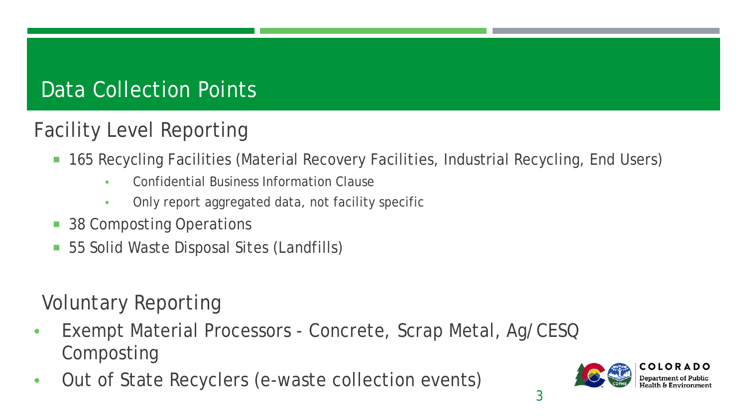# Data Collection Points

## Facility Level Reporting

- 165 Recycling Facilities (Material Recovery Facilities, Industrial Recycling, End Users)
  - Confidential Business Information Clause
  - Only report aggregated data, not facility specific
- 38 Composting Operations
- 55 Solid Waste Disposal Sites (Landfills)

## Voluntary Reporting

- Exempt Material Processors - Concrete, Scrap Metal, Ag/CESQ Composting
- Out of State Recyclers (e-waste collection events)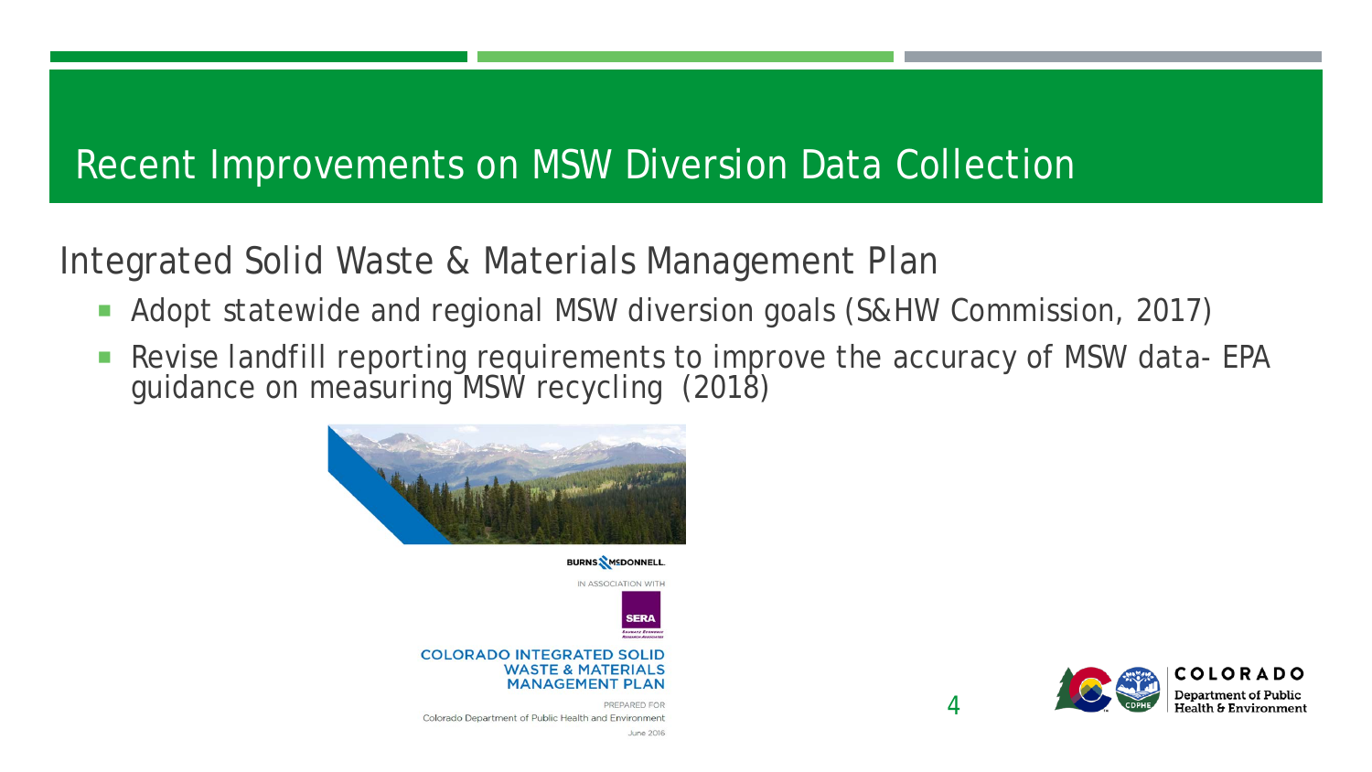# Recent Improvements on MSW Diversion Data Collection

## Integrated Solid Waste & Materials Management Plan

- Adopt statewide and regional MSW diversion goals (S&HW Commission, 2017)
- Revise landfill reporting requirements to improve the accuracy of MSW data- EPA guidance on measuring MSW recycling (2018)

BURNS & McDONNELL

IN ASSOCIATION WITH

SERA

COLORADO INTEGRATED SOLID WASTE & MATERIALS MANAGEMENT PLAN

PREPARED FOR

Colorado Department of Public Health and Environment

June 2016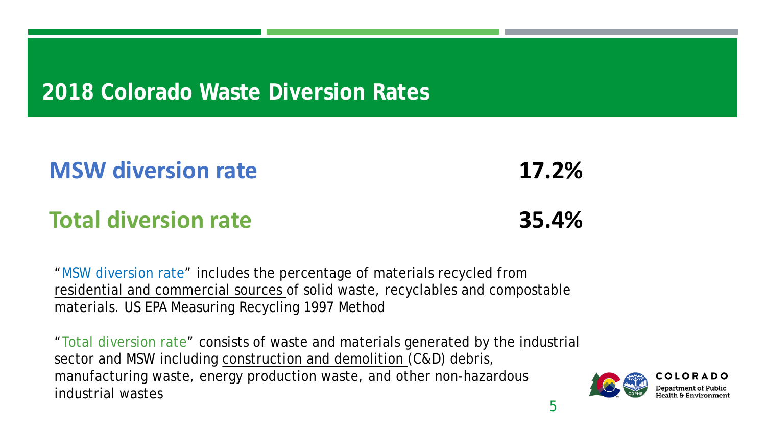# 2018 Colorado Waste Diversion Rates

**MSW diversion rate** **17.2%**

**Total diversion rate** **35.4%**

"MSW diversion rate" includes the percentage of materials recycled from residential and commercial sources of solid waste, recyclables and compostable materials. US EPA Measuring Recycling 1997 Method

"Total diversion rate" consists of waste and materials generated by the industrial sector and MSW including construction and demolition (C&D) debris, manufacturing waste, energy production waste, and other non-hazardous industrial wastes

COLORADO
Department of Public Health & Environment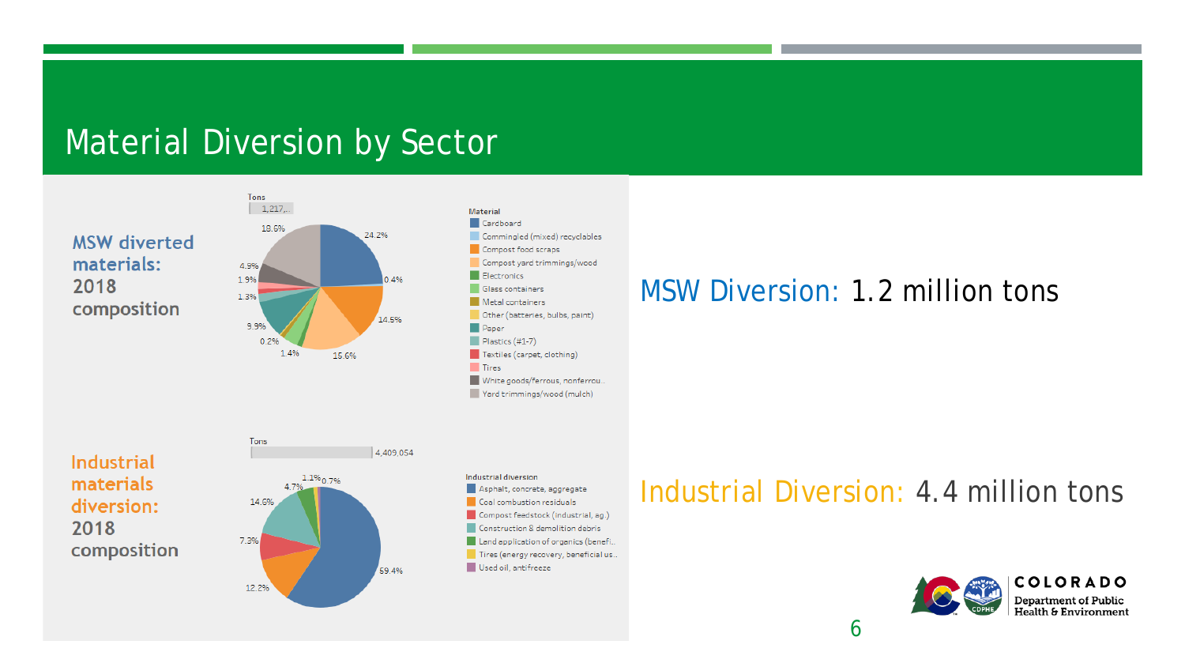# Material Diversion by Sector

**MSW diverted materials: 2018 composition**

Tons
1,217,..

18.6%
24.2%
4.9%
1.9%
0.4%
1.3%
14.5%
9.9%
0.2%
1.4%
15.6%

Material
- Cardboard
- Commingled (mixed) recyclables
- Compost food scraps
- Compost yard trimmings/wood
- Electronics
- Glass containers
- Metal containers
- Other (batteries, bulbs, paint)
- Paper
- Plastics (#1-7)
- Textiles (carpet, clothing)
- Tires
- White goods/ferrous, nonferrou..
- Yard trimmings/wood (mulch)

MSW Diversion: 1.2 million tons

**Industrial materials diversion: 2018 composition**

Tons
4,409,054

1.1%
0.7%
4.7%
14.6%
7.3%
12.2%
59.4%

Industrial diversion
- Asphalt, concrete, aggregate
- Coal combustion residuals
- Compost feedstock (industrial, ag.)
- Construction & demolition debris
- Land application of organics (benefi..
- Tires (energy recovery, beneficial us..
- Used oil, antifreeze

Industrial Diversion: 4.4 million tons

COLORADO
Department of Public Health & Environment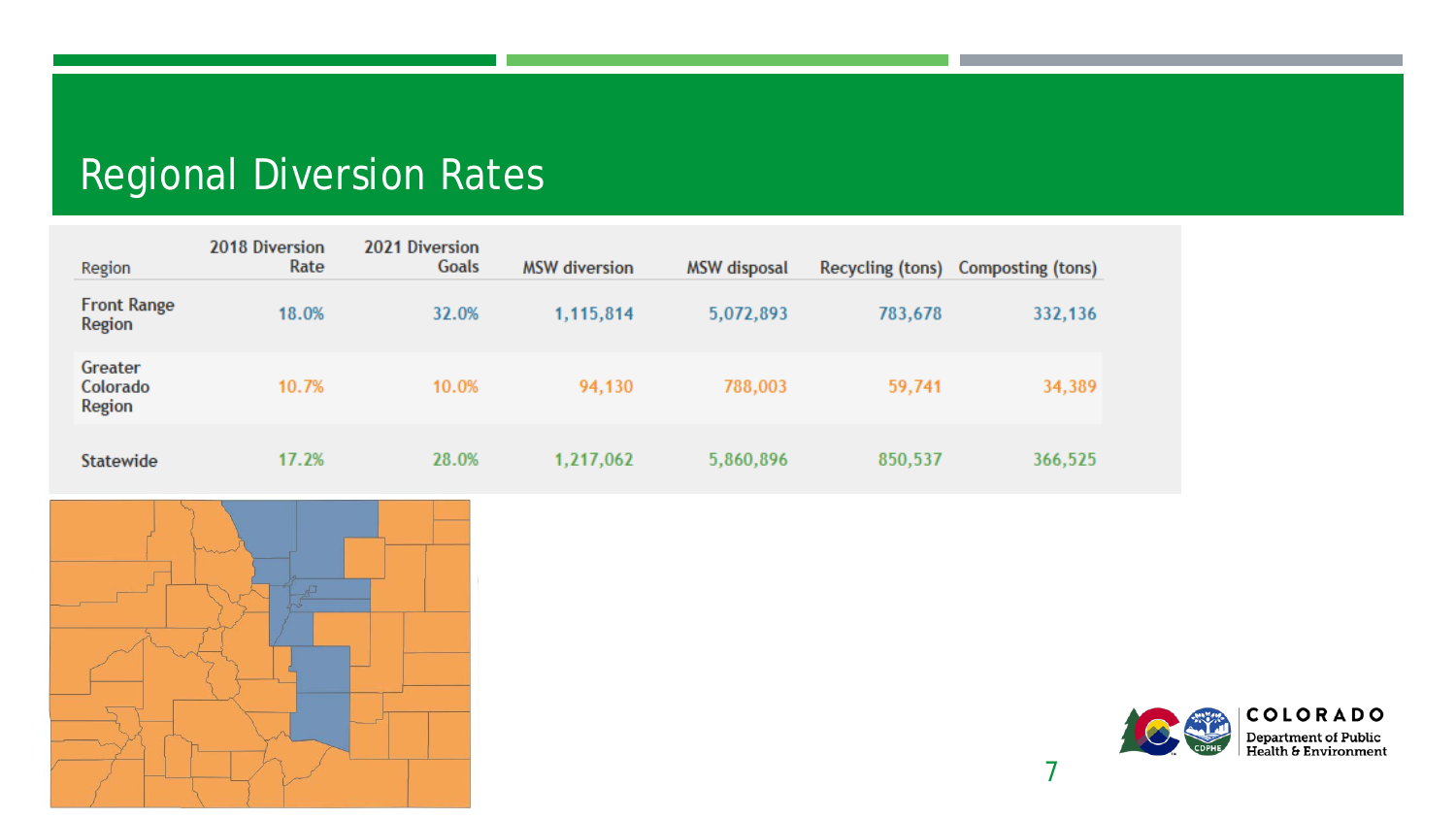# Regional Diversion Rates

| Region | 2018 Diversion Rate | 2021 Diversion Goals | MSW diversion | MSW disposal | Recycling (tons) | Composting (tons) |
|---|---|---|---|---|---|---|
| Front Range Region | 18.0% | 32.0% | 1,115,814 | 5,072,893 | 783,678 | 332,136 |
| Greater Colorado Region | 10.7% | 10.0% | 94,130 | 788,003 | 59,741 | 34,389 |
| Statewide | 17.2% | 28.0% | 1,217,062 | 5,860,896 | 850,537 | 366,525 |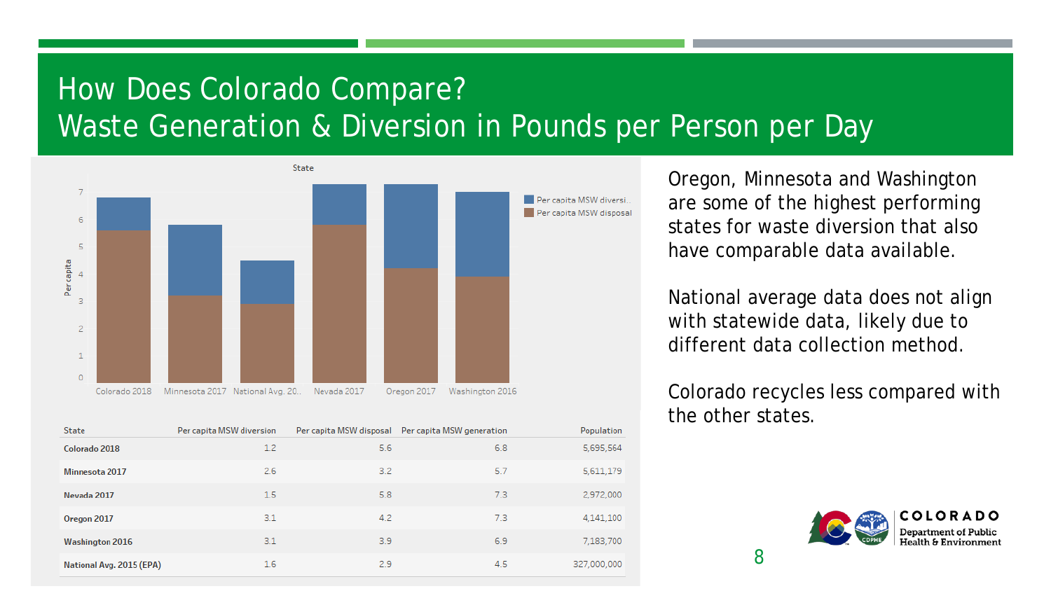# How Does Colorado Compare?
# Waste Generation & Diversion in Pounds per Person per Day

State

Per capita

7
6
5
4
3
2
1
0

Colorado 2018
Minnesota 2017
National Avg. 20..
Nevada 2017
Oregon 2017
Washington 2016

Per capita MSW diversi..
Per capita MSW disposal

| State | Per capita MSW diversion | Per capita MSW disposal | Per capita MSW generation | Population |
|---|---|---|---|---|
| **Colorado 2018** | 1.2 | 5.6 | 6.8 | 5,695,564 |
| **Minnesota 2017** | 2.6 | 3.2 | 5.7 | 5,611,179 |
| **Nevada 2017** | 1.5 | 5.8 | 7.3 | 2,972,000 |
| **Oregon 2017** | 3.1 | 4.2 | 7.3 | 4,141,100 |
| **Washington 2016** | 3.1 | 3.9 | 6.9 | 7,183,700 |
| **National Avg. 2015 (EPA)** | 1.6 | 2.9 | 4.5 | 327,000,000 |

Oregon, Minnesota and Washington are some of the highest performing states for waste diversion that also have comparable data available.

National average data does not align with statewide data, likely due to different data collection method.

Colorado recycles less compared with the other states.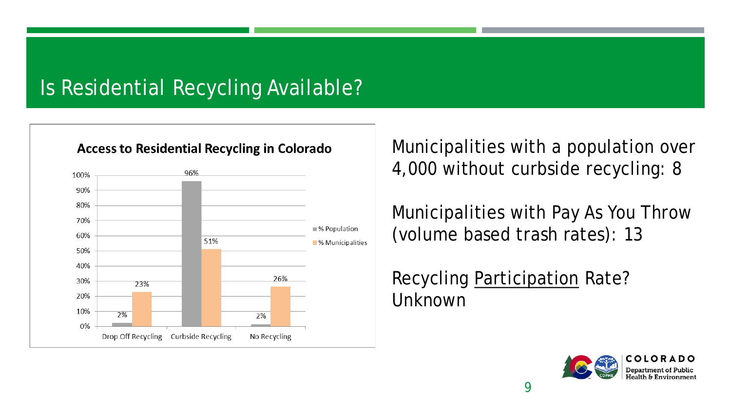# Is Residential Recycling Available?

**Access to Residential Recycling in Colorado**

| | % Population | % Municipalities |
|---|---|---|
| Drop Off Recycling | 2% | 23% |
| Curbside Recycling | 96% | 51% |
| No Recycling | 2% | 26% |

Municipalities with a population over 4,000 without curbside recycling: 8

Municipalities with Pay As You Throw (volume based trash rates): 13

Recycling Participation Rate? Unknown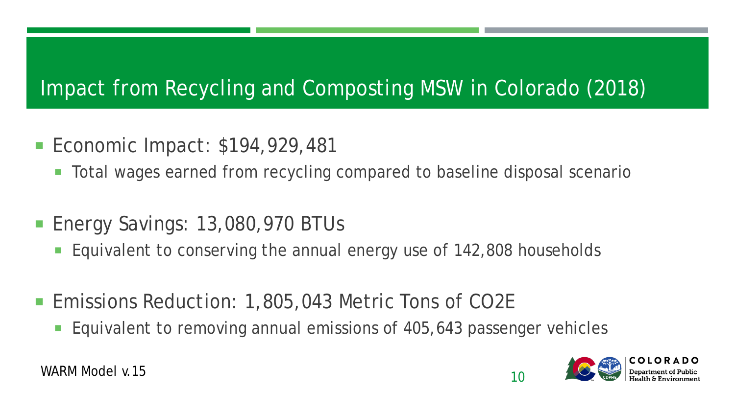# Impact from Recycling and Composting MSW in Colorado (2018)

- Economic Impact: $194,929,481
  - Total wages earned from recycling compared to baseline disposal scenario
- Energy Savings: 13,080,970 BTUs
  - Equivalent to conserving the annual energy use of 142,808 households
- Emissions Reduction: 1,805,043 Metric Tons of CO2E
  - Equivalent to removing annual emissions of 405,643 passenger vehicles

WARM Model v.15

COLORADO Department of Public Health & Environment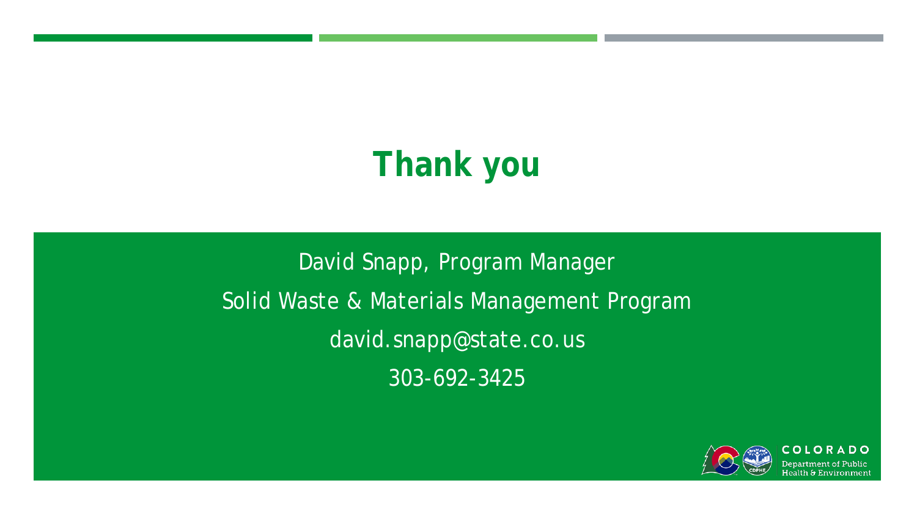# Thank you

David Snapp, Program Manager

Solid Waste & Materials Management Program

david.snapp@state.co.us

303-692-3425

COLORADO

Department of Public Health & Environment